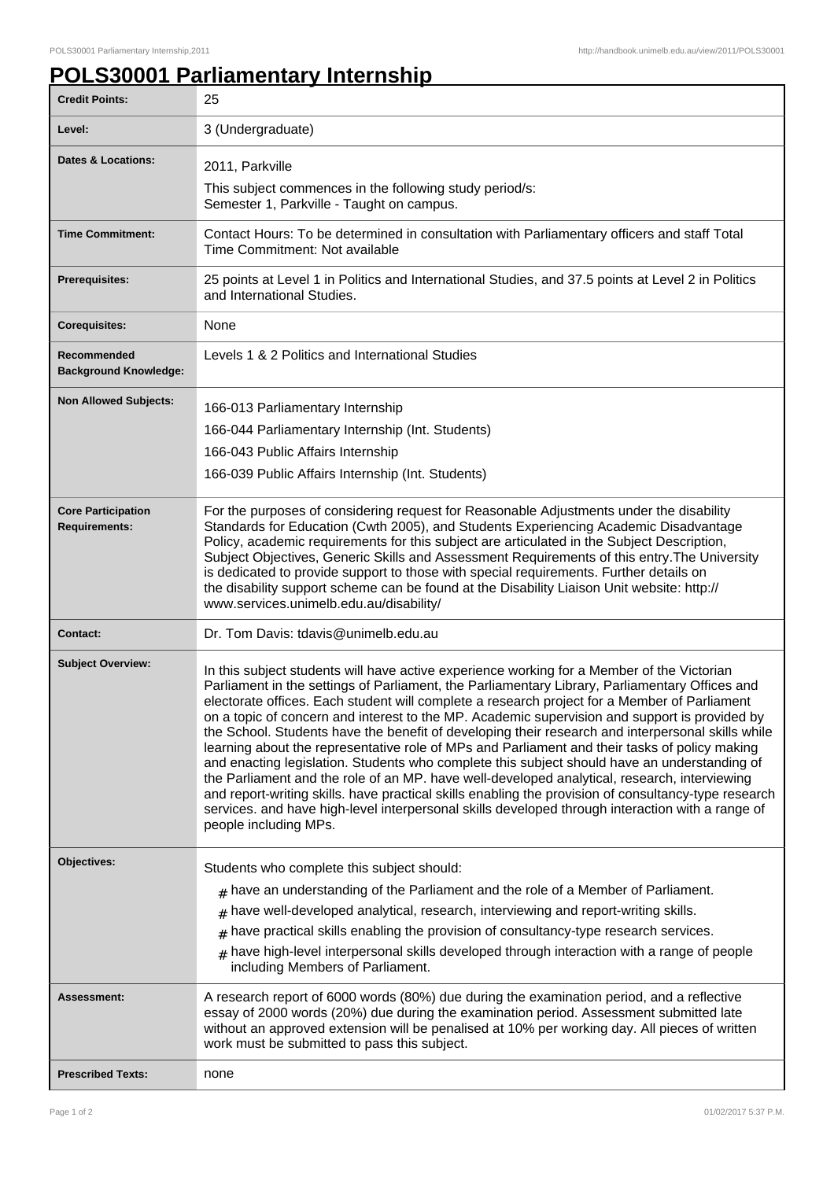# POLS30001 Parliamentary Internship

| | |
|---|---|
| **Credit Points:** | 25 |
| **Level:** | 3 (Undergraduate) |
| **Dates & Locations:** | 2011, Parkville<br>This subject commences in the following study period/s:<br>Semester 1, Parkville - Taught on campus. |
| **Time Commitment:** | Contact Hours: To be determined in consultation with Parliamentary officers and staff Total Time Commitment: Not available |
| **Prerequisites:** | 25 points at Level 1 in Politics and International Studies, and 37.5 points at Level 2 in Politics and International Studies. |
| **Corequisites:** | None |
| **Recommended Background Knowledge:** | Levels 1 & 2 Politics and International Studies |
| **Non Allowed Subjects:** | 166-013 Parliamentary Internship<br>166-044 Parliamentary Internship (Int. Students)<br>166-043 Public Affairs Internship<br>166-039 Public Affairs Internship (Int. Students) |
| **Core Participation Requirements:** | For the purposes of considering request for Reasonable Adjustments under the disability Standards for Education (Cwth 2005), and Students Experiencing Academic Disadvantage Policy, academic requirements for this subject are articulated in the Subject Description, Subject Objectives, Generic Skills and Assessment Requirements of this entry.The University is dedicated to provide support to those with special requirements. Further details on the disability support scheme can be found at the Disability Liaison Unit website: http://www.services.unimelb.edu.au/disability/ |
| **Contact:** | Dr. Tom Davis: tdavis@unimelb.edu.au |
| **Subject Overview:** | In this subject students will have active experience working for a Member of the Victorian Parliament in the settings of Parliament, the Parliamentary Library, Parliamentary Offices and electorate offices. Each student will complete a research project for a Member of Parliament on a topic of concern and interest to the MP. Academic supervision and support is provided by the School. Students have the benefit of developing their research and interpersonal skills while learning about the representative role of MPs and Parliament and their tasks of policy making and enacting legislation. Students who complete this subject should have an understanding of the Parliament and the role of an MP. have well-developed analytical, research, interviewing and report-writing skills. have practical skills enabling the provision of consultancy-type research services. and have high-level interpersonal skills developed through interaction with a range of people including MPs. |
| **Objectives:** | Students who complete this subject should:<br># have an understanding of the Parliament and the role of a Member of Parliament.<br># have well-developed analytical, research, interviewing and report-writing skills.<br># have practical skills enabling the provision of consultancy-type research services.<br># have high-level interpersonal skills developed through interaction with a range of people including Members of Parliament. |
| **Assessment:** | A research report of 6000 words (80%) due during the examination period, and a reflective essay of 2000 words (20%) due during the examination period. Assessment submitted late without an approved extension will be penalised at 10% per working day. All pieces of written work must be submitted to pass this subject. |
| **Prescribed Texts:** | none |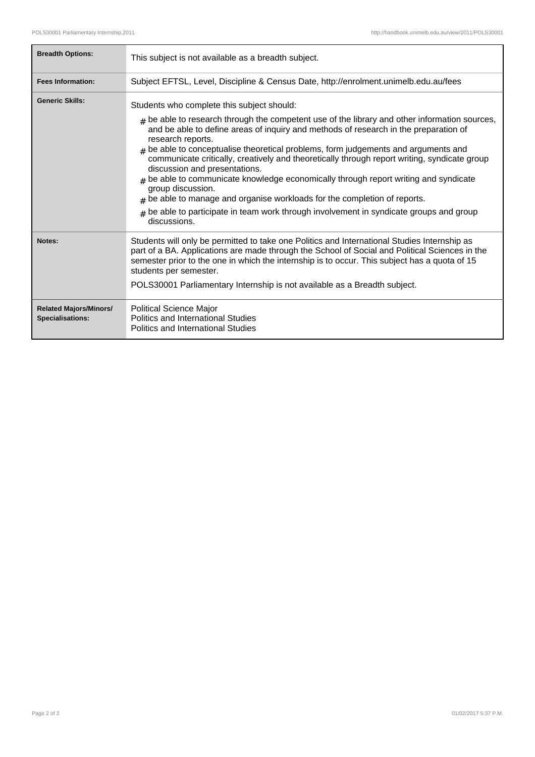| | |
|---|---|
| **Breadth Options:** | This subject is not available as a breadth subject. |
| **Fees Information:** | Subject EFTSL, Level, Discipline & Census Date, http://enrolment.unimelb.edu.au/fees |
| **Generic Skills:** | Students who complete this subject should:<br># be able to research through the competent use of the library and other information sources, and be able to define areas of inquiry and methods of research in the preparation of research reports.<br># be able to conceptualise theoretical problems, form judgements and arguments and communicate critically, creatively and theoretically through report writing, syndicate group discussion and presentations.<br># be able to communicate knowledge economically through report writing and syndicate group discussion.<br># be able to manage and organise workloads for the completion of reports.<br># be able to participate in team work through involvement in syndicate groups and group discussions. |
| **Notes:** | Students will only be permitted to take one Politics and International Studies Internship as part of a BA. Applications are made through the School of Social and Political Sciences in the semester prior to the one in which the internship is to occur. This subject has a quota of 15 students per semester.<br>POLS30001 Parliamentary Internship is not available as a Breadth subject. |
| **Related Majors/Minors/ Specialisations:** | Political Science Major<br>Politics and International Studies<br>Politics and International Studies |